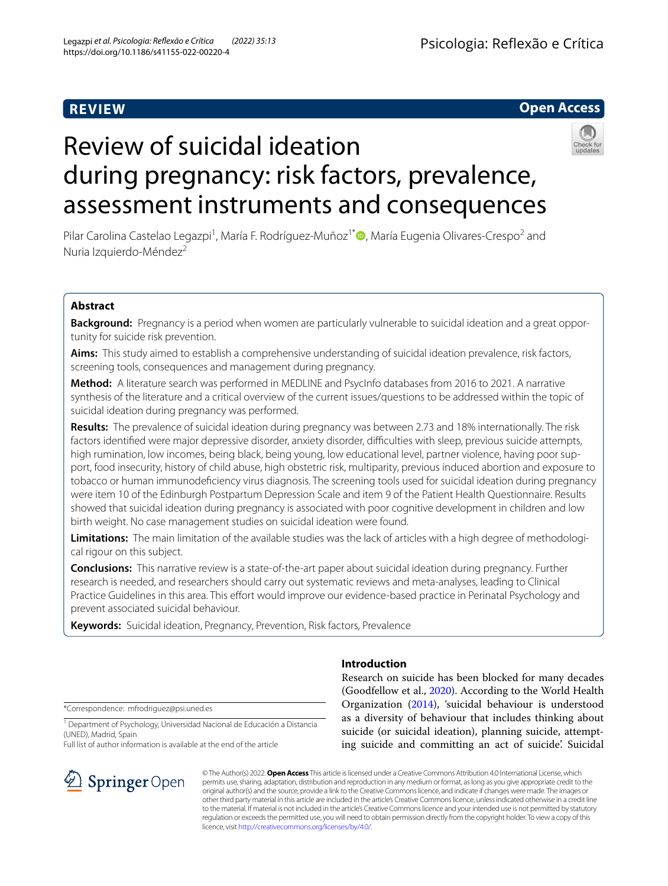REVIEW

Open Access

# Review of suicidal ideation during pregnancy: risk factors, prevalence, assessment instruments and consequences

Pilar Carolina Castelao Legazpi[1], María F. Rodríguez-Muñoz[1*], María Eugenia Olivares-Crespo[2] and Nuria Izquierdo-Méndez[2]

## Abstract

**Background:** Pregnancy is a period when women are particularly vulnerable to suicidal ideation and a great opportunity for suicide risk prevention.

**Aims:** This study aimed to establish a comprehensive understanding of suicidal ideation prevalence, risk factors, screening tools, consequences and management during pregnancy.

**Method:** A literature search was performed in MEDLINE and PsycInfo databases from 2016 to 2021. A narrative synthesis of the literature and a critical overview of the current issues/questions to be addressed within the topic of suicidal ideation during pregnancy was performed.

**Results:** The prevalence of suicidal ideation during pregnancy was between 2.73 and 18% internationally. The risk factors identified were major depressive disorder, anxiety disorder, difficulties with sleep, previous suicide attempts, high rumination, low incomes, being black, being young, low educational level, partner violence, having poor support, food insecurity, history of child abuse, high obstetric risk, multiparity, previous induced abortion and exposure to tobacco or human immunodeficiency virus diagnosis. The screening tools used for suicidal ideation during pregnancy were item 10 of the Edinburgh Postpartum Depression Scale and item 9 of the Patient Health Questionnaire. Results showed that suicidal ideation during pregnancy is associated with poor cognitive development in children and low birth weight. No case management studies on suicidal ideation were found.

**Limitations:** The main limitation of the available studies was the lack of articles with a high degree of methodological rigour on this subject.

**Conclusions:** This narrative review is a state-of-the-art paper about suicidal ideation during pregnancy. Further research is needed, and researchers should carry out systematic reviews and meta-analyses, leading to Clinical Practice Guidelines in this area. This effort would improve our evidence-based practice in Perinatal Psychology and prevent associated suicidal behaviour.

**Keywords:** Suicidal ideation, Pregnancy, Prevention, Risk factors, Prevalence

*Correspondence: mfrodriguez@psi.uned.es

[1] Department of Psychology, Universidad Nacional de Educación a Distancia (UNED), Madrid, Spain

Full list of author information is available at the end of the article

## Introduction

Research on suicide has been blocked for many decades (Goodfellow et al., 2020). According to the World Health Organization (2014), 'suicidal behaviour is understood as a diversity of behaviour that includes thinking about suicide (or suicidal ideation), planning suicide, attempting suicide and committing an act of suicide'. Suicidal

© The Author(s) 2022. **Open Access** This article is licensed under a Creative Commons Attribution 4.0 International License, which permits use, sharing, adaptation, distribution and reproduction in any medium or format, as long as you give appropriate credit to the original author(s) and the source, provide a link to the Creative Commons licence, and indicate if changes were made. The images or other third party material in this article are included in the article's Creative Commons licence, unless indicated otherwise in a credit line to the material. If material is not included in the article's Creative Commons licence and your intended use is not permitted by statutory regulation or exceeds the permitted use, you will need to obtain permission directly from the copyright holder. To view a copy of this licence, visit http://creativecommons.org/licenses/by/4.0/.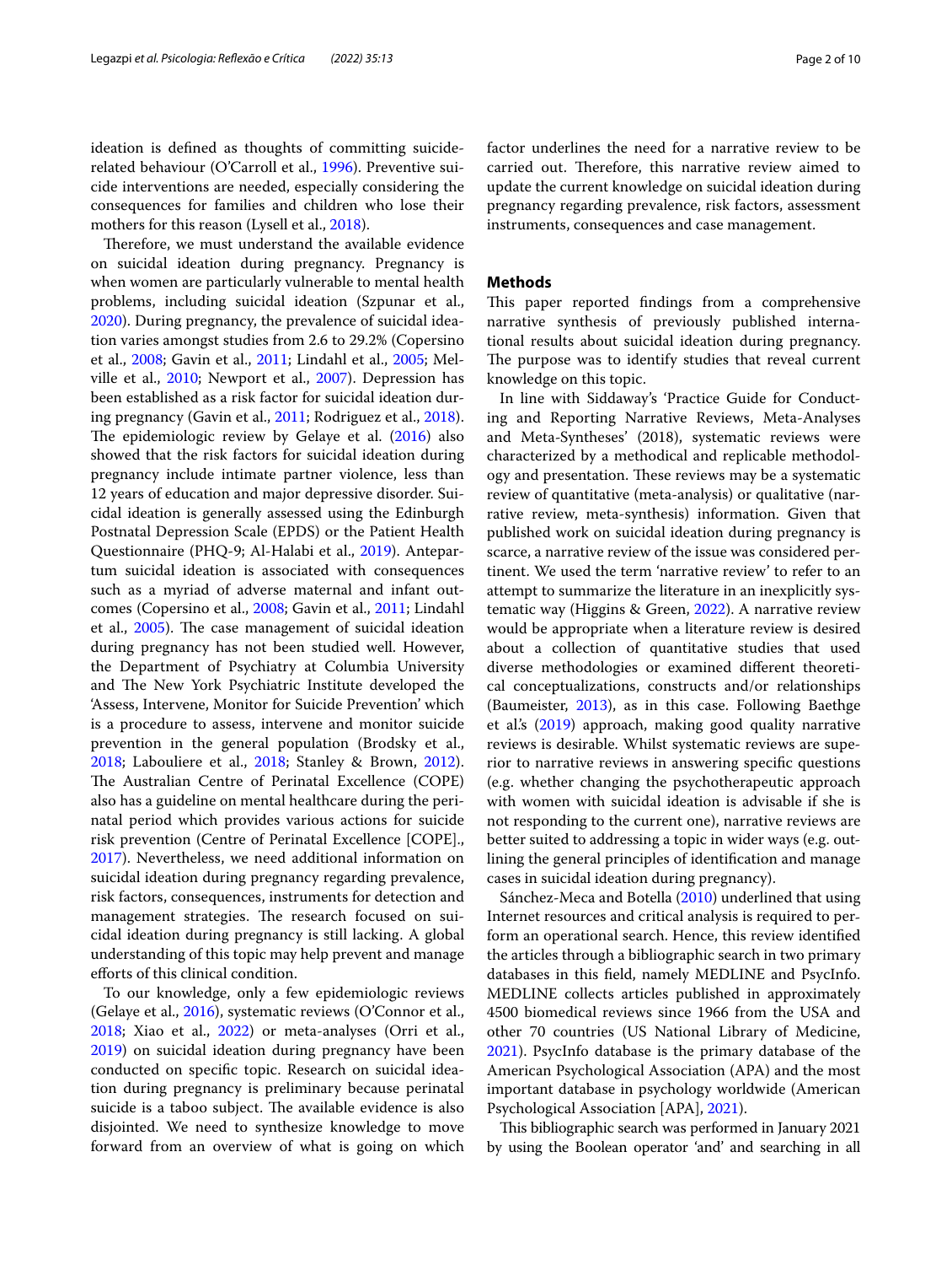ideation is defined as thoughts of committing suicide-related behaviour (O'Carroll et al., 1996). Preventive suicide interventions are needed, especially considering the consequences for families and children who lose their mothers for this reason (Lysell et al., 2018).

Therefore, we must understand the available evidence on suicidal ideation during pregnancy. Pregnancy is when women are particularly vulnerable to mental health problems, including suicidal ideation (Szpunar et al., 2020). During pregnancy, the prevalence of suicidal ideation varies amongst studies from 2.6 to 29.2% (Copersino et al., 2008; Gavin et al., 2011; Lindahl et al., 2005; Melville et al., 2010; Newport et al., 2007). Depression has been established as a risk factor for suicidal ideation during pregnancy (Gavin et al., 2011; Rodriguez et al., 2018). The epidemiologic review by Gelaye et al. (2016) also showed that the risk factors for suicidal ideation during pregnancy include intimate partner violence, less than 12 years of education and major depressive disorder. Suicidal ideation is generally assessed using the Edinburgh Postnatal Depression Scale (EPDS) or the Patient Health Questionnaire (PHQ-9; Al-Halabi et al., 2019). Antepartum suicidal ideation is associated with consequences such as a myriad of adverse maternal and infant outcomes (Copersino et al., 2008; Gavin et al., 2011; Lindahl et al., 2005). The case management of suicidal ideation during pregnancy has not been studied well. However, the Department of Psychiatry at Columbia University and The New York Psychiatric Institute developed the 'Assess, Intervene, Monitor for Suicide Prevention' which is a procedure to assess, intervene and monitor suicide prevention in the general population (Brodsky et al., 2018; Labouliere et al., 2018; Stanley & Brown, 2012). The Australian Centre of Perinatal Excellence (COPE) also has a guideline on mental healthcare during the perinatal period which provides various actions for suicide risk prevention (Centre of Perinatal Excellence [COPE]., 2017). Nevertheless, we need additional information on suicidal ideation during pregnancy regarding prevalence, risk factors, consequences, instruments for detection and management strategies. The research focused on suicidal ideation during pregnancy is still lacking. A global understanding of this topic may help prevent and manage efforts of this clinical condition.

To our knowledge, only a few epidemiologic reviews (Gelaye et al., 2016), systematic reviews (O'Connor et al., 2018; Xiao et al., 2022) or meta-analyses (Orri et al., 2019) on suicidal ideation during pregnancy have been conducted on specific topic. Research on suicidal ideation during pregnancy is preliminary because perinatal suicide is a taboo subject. The available evidence is also disjointed. We need to synthesize knowledge to move forward from an overview of what is going on which factor underlines the need for a narrative review to be carried out. Therefore, this narrative review aimed to update the current knowledge on suicidal ideation during pregnancy regarding prevalence, risk factors, assessment instruments, consequences and case management.

## Methods

This paper reported findings from a comprehensive narrative synthesis of previously published international results about suicidal ideation during pregnancy. The purpose was to identify studies that reveal current knowledge on this topic.

In line with Siddaway's 'Practice Guide for Conducting and Reporting Narrative Reviews, Meta-Analyses and Meta-Syntheses' (2018), systematic reviews were characterized by a methodical and replicable methodology and presentation. These reviews may be a systematic review of quantitative (meta-analysis) or qualitative (narrative review, meta-synthesis) information. Given that published work on suicidal ideation during pregnancy is scarce, a narrative review of the issue was considered pertinent. We used the term 'narrative review' to refer to an attempt to summarize the literature in an inexplicitly systematic way (Higgins & Green, 2022). A narrative review would be appropriate when a literature review is desired about a collection of quantitative studies that used diverse methodologies or examined different theoretical conceptualizations, constructs and/or relationships (Baumeister, 2013), as in this case. Following Baethge et al.'s (2019) approach, making good quality narrative reviews is desirable. Whilst systematic reviews are superior to narrative reviews in answering specific questions (e.g. whether changing the psychotherapeutic approach with women with suicidal ideation is advisable if she is not responding to the current one), narrative reviews are better suited to addressing a topic in wider ways (e.g. outlining the general principles of identification and manage cases in suicidal ideation during pregnancy).

Sánchez-Meca and Botella (2010) underlined that using Internet resources and critical analysis is required to perform an operational search. Hence, this review identified the articles through a bibliographic search in two primary databases in this field, namely MEDLINE and PsycInfo. MEDLINE collects articles published in approximately 4500 biomedical reviews since 1966 from the USA and other 70 countries (US National Library of Medicine, 2021). PsycInfo database is the primary database of the American Psychological Association (APA) and the most important database in psychology worldwide (American Psychological Association [APA], 2021).

This bibliographic search was performed in January 2021 by using the Boolean operator 'and' and searching in all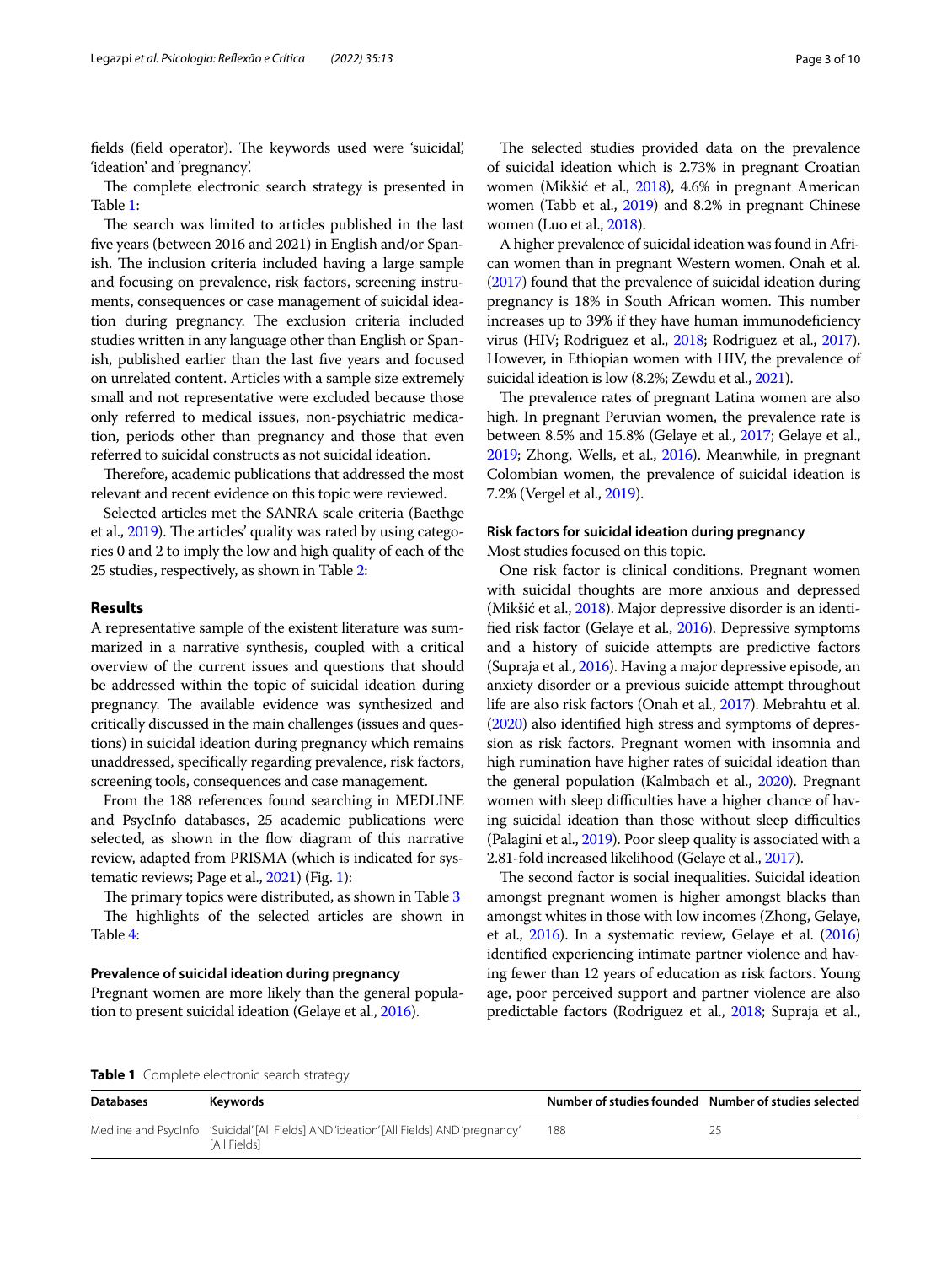fields (field operator). The keywords used were 'suicidal', 'ideation' and 'pregnancy'.

The complete electronic search strategy is presented in Table 1:

The search was limited to articles published in the last five years (between 2016 and 2021) in English and/or Spanish. The inclusion criteria included having a large sample and focusing on prevalence, risk factors, screening instruments, consequences or case management of suicidal ideation during pregnancy. The exclusion criteria included studies written in any language other than English or Spanish, published earlier than the last five years and focused on unrelated content. Articles with a sample size extremely small and not representative were excluded because those only referred to medical issues, non-psychiatric medication, periods other than pregnancy and those that even referred to suicidal constructs as not suicidal ideation.

Therefore, academic publications that addressed the most relevant and recent evidence on this topic were reviewed.

Selected articles met the SANRA scale criteria (Baethge et al., 2019). The articles' quality was rated by using categories 0 and 2 to imply the low and high quality of each of the 25 studies, respectively, as shown in Table 2:

## Results

A representative sample of the existent literature was summarized in a narrative synthesis, coupled with a critical overview of the current issues and questions that should be addressed within the topic of suicidal ideation during pregnancy. The available evidence was synthesized and critically discussed in the main challenges (issues and questions) in suicidal ideation during pregnancy which remains unaddressed, specifically regarding prevalence, risk factors, screening tools, consequences and case management.

From the 188 references found searching in MEDLINE and PsycInfo databases, 25 academic publications were selected, as shown in the flow diagram of this narrative review, adapted from PRISMA (which is indicated for systematic reviews; Page et al., 2021) (Fig. 1):

The primary topics were distributed, as shown in Table 3

The highlights of the selected articles are shown in Table 4:

### Prevalence of suicidal ideation during pregnancy

Pregnant women are more likely than the general population to present suicidal ideation (Gelaye et al., 2016).

The selected studies provided data on the prevalence of suicidal ideation which is 2.73% in pregnant Croatian women (Mikšić et al., 2018), 4.6% in pregnant American women (Tabb et al., 2019) and 8.2% in pregnant Chinese women (Luo et al., 2018).

A higher prevalence of suicidal ideation was found in African women than in pregnant Western women. Onah et al. (2017) found that the prevalence of suicidal ideation during pregnancy is 18% in South African women. This number increases up to 39% if they have human immunodeficiency virus (HIV; Rodriguez et al., 2018; Rodriguez et al., 2017). However, in Ethiopian women with HIV, the prevalence of suicidal ideation is low (8.2%; Zewdu et al., 2021).

The prevalence rates of pregnant Latina women are also high. In pregnant Peruvian women, the prevalence rate is between 8.5% and 15.8% (Gelaye et al., 2017; Gelaye et al., 2019; Zhong, Wells, et al., 2016). Meanwhile, in pregnant Colombian women, the prevalence of suicidal ideation is 7.2% (Vergel et al., 2019).

### Risk factors for suicidal ideation during pregnancy

Most studies focused on this topic.

One risk factor is clinical conditions. Pregnant women with suicidal thoughts are more anxious and depressed (Mikšić et al., 2018). Major depressive disorder is an identified risk factor (Gelaye et al., 2016). Depressive symptoms and a history of suicide attempts are predictive factors (Supraja et al., 2016). Having a major depressive episode, an anxiety disorder or a previous suicide attempt throughout life are also risk factors (Onah et al., 2017). Mebrahtu et al. (2020) also identified high stress and symptoms of depression as risk factors. Pregnant women with insomnia and high rumination have higher rates of suicidal ideation than the general population (Kalmbach et al., 2020). Pregnant women with sleep difficulties have a higher chance of having suicidal ideation than those without sleep difficulties (Palagini et al., 2019). Poor sleep quality is associated with a 2.81-fold increased likelihood (Gelaye et al., 2017).

The second factor is social inequalities. Suicidal ideation amongst pregnant women is higher amongst blacks than amongst whites in those with low incomes (Zhong, Gelaye, et al., 2016). In a systematic review, Gelaye et al. (2016) identified experiencing intimate partner violence and having fewer than 12 years of education as risk factors. Young age, poor perceived support and partner violence are also predictable factors (Rodriguez et al., 2018; Supraja et al.,

**Table 1** Complete electronic search strategy

| Databases | Keywords | Number of studies founded | Number of studies selected |
|---|---|---|---|
| Medline and PsycInfo | 'Suicidal' [All Fields] AND 'ideation' [All Fields] AND 'pregnancy' [All Fields] | 188 | 25 |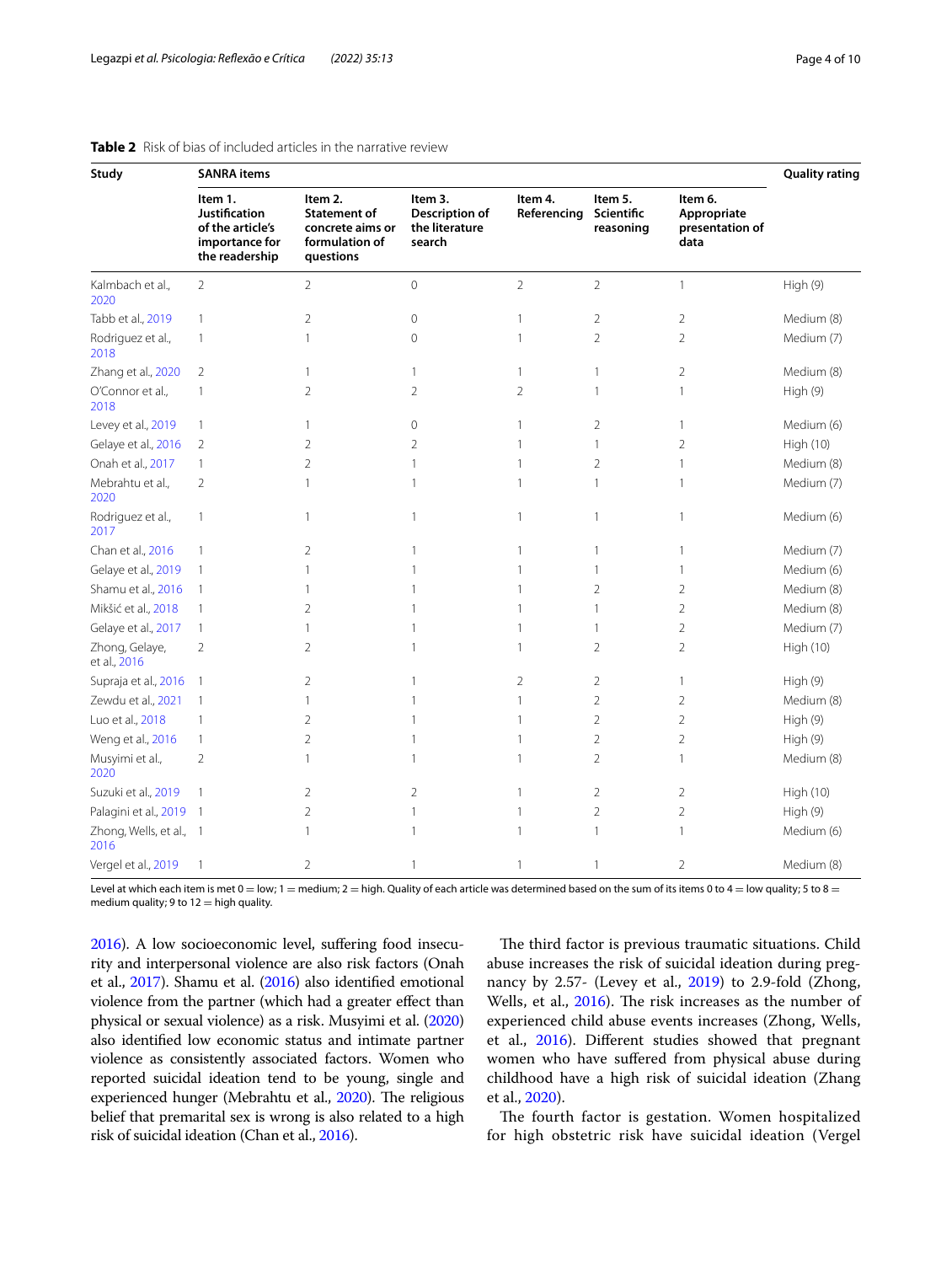**Table 2** Risk of bias of included articles in the narrative review

| Study | SANRA items | | | | | | Quality rating |
|---|---|---|---|---|---|---|---|
| | Item 1. Justification of the article's importance for the readership | Item 2. Statement of concrete aims or formulation of questions | Item 3. Description of the literature search | Item 4. Referencing | Item 5. Scientific reasoning | Item 6. Appropriate presentation of data | |
| Kalmbach et al., 2020 | 2 | 2 | 0 | 2 | 2 | 1 | High (9) |
| Tabb et al., 2019 | 1 | 2 | 0 | 1 | 2 | 2 | Medium (8) |
| Rodriguez et al., 2018 | 1 | 1 | 0 | 1 | 2 | 2 | Medium (7) |
| Zhang et al., 2020 | 2 | 1 | 1 | 1 | 1 | 2 | Medium (8) |
| O'Connor et al., 2018 | 1 | 2 | 2 | 2 | 1 | 1 | High (9) |
| Levey et al., 2019 | 1 | 1 | 0 | 1 | 2 | 1 | Medium (6) |
| Gelaye et al., 2016 | 2 | 2 | 2 | 1 | 1 | 2 | High (10) |
| Onah et al., 2017 | 1 | 2 | 1 | 1 | 2 | 1 | Medium (8) |
| Mebrahtu et al., 2020 | 2 | 1 | 1 | 1 | 1 | 1 | Medium (7) |
| Rodriguez et al., 2017 | 1 | 1 | 1 | 1 | 1 | 1 | Medium (6) |
| Chan et al., 2016 | 1 | 2 | 1 | 1 | 1 | 1 | Medium (7) |
| Gelaye et al., 2019 | 1 | 1 | 1 | 1 | 1 | 1 | Medium (6) |
| Shamu et al., 2016 | 1 | 1 | 1 | 1 | 2 | 2 | Medium (8) |
| Mikšić et al., 2018 | 1 | 2 | 1 | 1 | 1 | 2 | Medium (8) |
| Gelaye et al., 2017 | 1 | 1 | 1 | 1 | 1 | 2 | Medium (7) |
| Zhong, Gelaye, et al., 2016 | 2 | 2 | 1 | 1 | 2 | 2 | High (10) |
| Supraja et al., 2016 | 1 | 2 | 1 | 2 | 2 | 1 | High (9) |
| Zewdu et al., 2021 | 1 | 1 | 1 | 1 | 2 | 2 | Medium (8) |
| Luo et al., 2018 | 1 | 2 | 1 | 1 | 2 | 2 | High (9) |
| Weng et al., 2016 | 1 | 2 | 1 | 1 | 2 | 2 | High (9) |
| Musyimi et al., 2020 | 2 | 1 | 1 | 1 | 2 | 1 | Medium (8) |
| Suzuki et al., 2019 | 1 | 2 | 2 | 1 | 2 | 2 | High (10) |
| Palagini et al., 2019 | 1 | 2 | 1 | 1 | 2 | 2 | High (9) |
| Zhong, Wells, et al., 2016 | 1 | 1 | 1 | 1 | 1 | 1 | Medium (6) |
| Vergel et al., 2019 | 1 | 2 | 1 | 1 | 1 | 2 | Medium (8) |

Level at which each item is met 0 = low; 1 = medium; 2 = high. Quality of each article was determined based on the sum of its items 0 to 4 = low quality; 5 to 8 = medium quality; 9 to 12 = high quality.

2016). A low socioeconomic level, suffering food insecurity and interpersonal violence are also risk factors (Onah et al., 2017). Shamu et al. (2016) also identified emotional violence from the partner (which had a greater effect than physical or sexual violence) as a risk. Musyimi et al. (2020) also identified low economic status and intimate partner violence as consistently associated factors. Women who reported suicidal ideation tend to be young, single and experienced hunger (Mebrahtu et al., 2020). The religious belief that premarital sex is wrong is also related to a high risk of suicidal ideation (Chan et al., 2016).

The third factor is previous traumatic situations. Child abuse increases the risk of suicidal ideation during pregnancy by 2.57- (Levey et al., 2019) to 2.9-fold (Zhong, Wells, et al., 2016). The risk increases as the number of experienced child abuse events increases (Zhong, Wells, et al., 2016). Different studies showed that pregnant women who have suffered from physical abuse during childhood have a high risk of suicidal ideation (Zhang et al., 2020).

The fourth factor is gestation. Women hospitalized for high obstetric risk have suicidal ideation (Vergel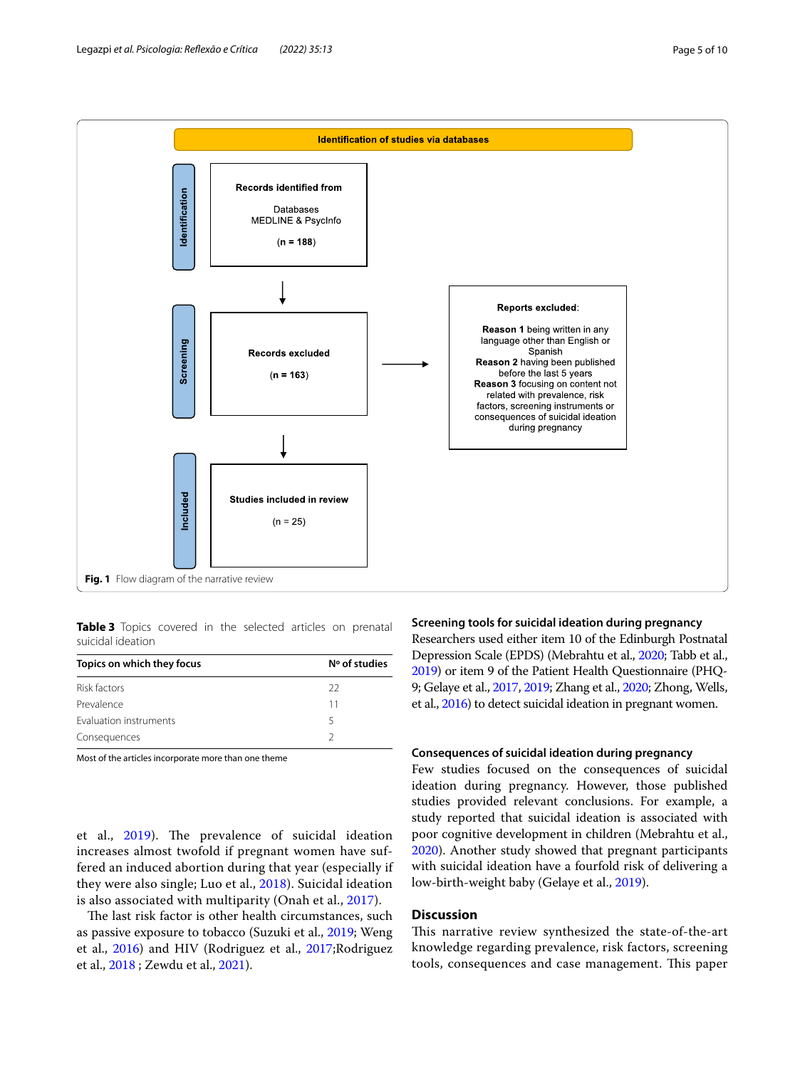**Identification of studies via databases**

**Identification**

**Records identified from**

Databases
MEDLINE & PsycInfo

(**n = 188**)

**Screening**

**Records excluded**

(**n = 163**)

**Reports excluded**:

**Reason 1** being written in any language other than English or Spanish
**Reason 2** having been published before the last 5 years
**Reason 3** focusing on content not related with prevalence, risk factors, screening instruments or consequences of suicidal ideation during pregnancy

**Included**

**Studies included in review**

(n = 25)

**Fig. 1** Flow diagram of the narrative review

**Table 3** Topics covered in the selected articles on prenatal suicidal ideation

| Topics on which they focus | Nº of studies |
|---|---|
| Risk factors | 22 |
| Prevalence | 11 |
| Evaluation instruments | 5 |
| Consequences | 2 |

Most of the articles incorporate more than one theme

et al., 2019). The prevalence of suicidal ideation increases almost twofold if pregnant women have suffered an induced abortion during that year (especially if they were also single; Luo et al., 2018). Suicidal ideation is also associated with multiparity (Onah et al., 2017).

The last risk factor is other health circumstances, such as passive exposure to tobacco (Suzuki et al., 2019; Weng et al., 2016) and HIV (Rodriguez et al., 2017;Rodriguez et al., 2018 ; Zewdu et al., 2021).

### Screening tools for suicidal ideation during pregnancy

Researchers used either item 10 of the Edinburgh Postnatal Depression Scale (EPDS) (Mebrahtu et al., 2020; Tabb et al., 2019) or item 9 of the Patient Health Questionnaire (PHQ-9; Gelaye et al., 2017, 2019; Zhang et al., 2020; Zhong, Wells, et al., 2016) to detect suicidal ideation in pregnant women.

### Consequences of suicidal ideation during pregnancy

Few studies focused on the consequences of suicidal ideation during pregnancy. However, those published studies provided relevant conclusions. For example, a study reported that suicidal ideation is associated with poor cognitive development in children (Mebrahtu et al., 2020). Another study showed that pregnant participants with suicidal ideation have a fourfold risk of delivering a low-birth-weight baby (Gelaye et al., 2019).

## Discussion

This narrative review synthesized the state-of-the-art knowledge regarding prevalence, risk factors, screening tools, consequences and case management. This paper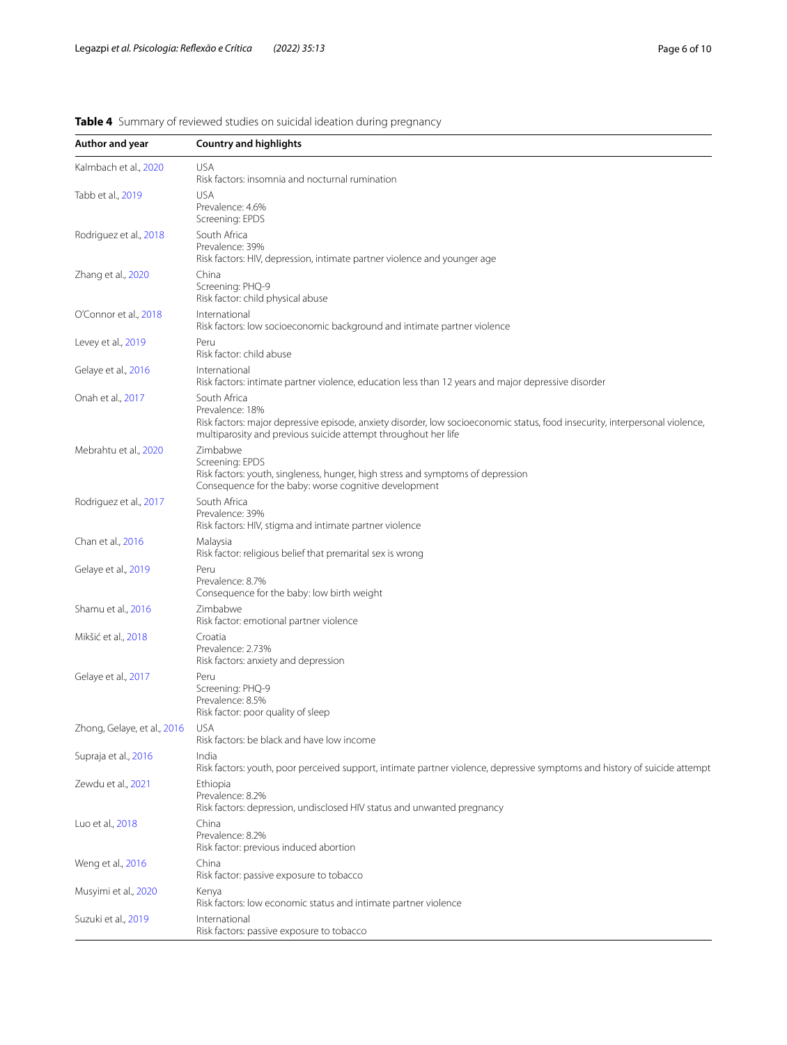**Table 4** Summary of reviewed studies on suicidal ideation during pregnancy

| Author and year | Country and highlights |
|---|---|
| Kalmbach et al., 2020 | USA<br>Risk factors: insomnia and nocturnal rumination |
| Tabb et al., 2019 | USA<br>Prevalence: 4.6%<br>Screening: EPDS |
| Rodriguez et al., 2018 | South Africa<br>Prevalence: 39%<br>Risk factors: HIV, depression, intimate partner violence and younger age |
| Zhang et al., 2020 | China<br>Screening: PHQ-9<br>Risk factor: child physical abuse |
| O'Connor et al., 2018 | International<br>Risk factors: low socioeconomic background and intimate partner violence |
| Levey et al., 2019 | Peru<br>Risk factor: child abuse |
| Gelaye et al., 2016 | International<br>Risk factors: intimate partner violence, education less than 12 years and major depressive disorder |
| Onah et al., 2017 | South Africa<br>Prevalence: 18%<br>Risk factors: major depressive episode, anxiety disorder, low socioeconomic status, food insecurity, interpersonal violence, multiparosity and previous suicide attempt throughout her life |
| Mebrahtu et al., 2020 | Zimbabwe<br>Screening: EPDS<br>Risk factors: youth, singleness, hunger, high stress and symptoms of depression<br>Consequence for the baby: worse cognitive development |
| Rodriguez et al., 2017 | South Africa<br>Prevalence: 39%<br>Risk factors: HIV, stigma and intimate partner violence |
| Chan et al., 2016 | Malaysia<br>Risk factor: religious belief that premarital sex is wrong |
| Gelaye et al., 2019 | Peru<br>Prevalence: 8.7%<br>Consequence for the baby: low birth weight |
| Shamu et al., 2016 | Zimbabwe<br>Risk factor: emotional partner violence |
| Mikšić et al., 2018 | Croatia<br>Prevalence: 2.73%<br>Risk factors: anxiety and depression |
| Gelaye et al., 2017 | Peru<br>Screening: PHQ-9<br>Prevalence: 8.5%<br>Risk factor: poor quality of sleep |
| Zhong, Gelaye, et al., 2016 | USA<br>Risk factors: be black and have low income |
| Supraja et al., 2016 | India<br>Risk factors: youth, poor perceived support, intimate partner violence, depressive symptoms and history of suicide attempt |
| Zewdu et al., 2021 | Ethiopia<br>Prevalence: 8.2%<br>Risk factors: depression, undisclosed HIV status and unwanted pregnancy |
| Luo et al., 2018 | China<br>Prevalence: 8.2%<br>Risk factor: previous induced abortion |
| Weng et al., 2016 | China<br>Risk factor: passive exposure to tobacco |
| Musyimi et al., 2020 | Kenya<br>Risk factors: low economic status and intimate partner violence |
| Suzuki et al., 2019 | International<br>Risk factors: passive exposure to tobacco |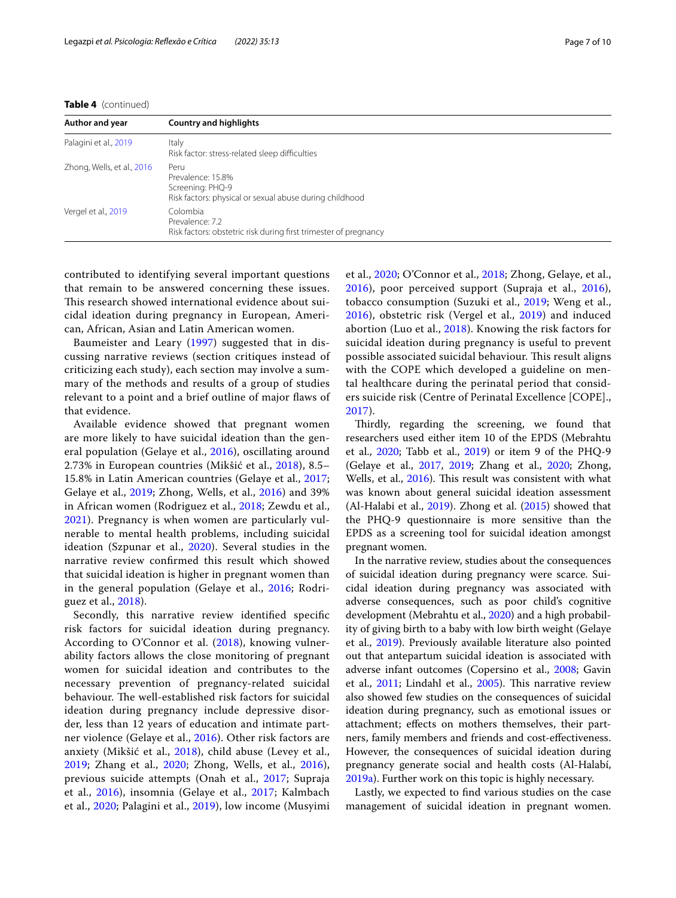**Table 4** (continued)

| Author and year | Country and highlights |
|---|---|
| Palagini et al., 2019 | Italy<br>Risk factor: stress-related sleep difficulties |
| Zhong, Wells, et al., 2016 | Peru<br>Prevalence: 15.8%<br>Screening: PHQ-9<br>Risk factors: physical or sexual abuse during childhood |
| Vergel et al., 2019 | Colombia<br>Prevalence: 7.2<br>Risk factors: obstetric risk during first trimester of pregnancy |

contributed to identifying several important questions that remain to be answered concerning these issues. This research showed international evidence about suicidal ideation during pregnancy in European, American, African, Asian and Latin American women.

Baumeister and Leary (1997) suggested that in discussing narrative reviews (section critiques instead of criticizing each study), each section may involve a summary of the methods and results of a group of studies relevant to a point and a brief outline of major flaws of that evidence.

Available evidence showed that pregnant women are more likely to have suicidal ideation than the general population (Gelaye et al., 2016), oscillating around 2.73% in European countries (Mikšić et al., 2018), 8.5–15.8% in Latin American countries (Gelaye et al., 2017; Gelaye et al., 2019; Zhong, Wells, et al., 2016) and 39% in African women (Rodriguez et al., 2018; Zewdu et al., 2021). Pregnancy is when women are particularly vulnerable to mental health problems, including suicidal ideation (Szpunar et al., 2020). Several studies in the narrative review confirmed this result which showed that suicidal ideation is higher in pregnant women than in the general population (Gelaye et al., 2016; Rodriguez et al., 2018).

Secondly, this narrative review identified specific risk factors for suicidal ideation during pregnancy. According to O'Connor et al. (2018), knowing vulnerability factors allows the close monitoring of pregnant women for suicidal ideation and contributes to the necessary prevention of pregnancy-related suicidal behaviour. The well-established risk factors for suicidal ideation during pregnancy include depressive disorder, less than 12 years of education and intimate partner violence (Gelaye et al., 2016). Other risk factors are anxiety (Mikšić et al., 2018), child abuse (Levey et al., 2019; Zhang et al., 2020; Zhong, Wells, et al., 2016), previous suicide attempts (Onah et al., 2017; Supraja et al., 2016), insomnia (Gelaye et al., 2017; Kalmbach et al., 2020; Palagini et al., 2019), low income (Musyimi et al., 2020; O'Connor et al., 2018; Zhong, Gelaye, et al., 2016), poor perceived support (Supraja et al., 2016), tobacco consumption (Suzuki et al., 2019; Weng et al., 2016), obstetric risk (Vergel et al., 2019) and induced abortion (Luo et al., 2018). Knowing the risk factors for suicidal ideation during pregnancy is useful to prevent possible associated suicidal behaviour. This result aligns with the COPE which developed a guideline on mental healthcare during the perinatal period that considers suicide risk (Centre of Perinatal Excellence [COPE]., 2017).

Thirdly, regarding the screening, we found that researchers used either item 10 of the EPDS (Mebrahtu et al., 2020; Tabb et al., 2019) or item 9 of the PHQ-9 (Gelaye et al., 2017, 2019; Zhang et al., 2020; Zhong, Wells, et al., 2016). This result was consistent with what was known about general suicidal ideation assessment (Al-Halabi et al., 2019). Zhong et al. (2015) showed that the PHQ-9 questionnaire is more sensitive than the EPDS as a screening tool for suicidal ideation amongst pregnant women.

In the narrative review, studies about the consequences of suicidal ideation during pregnancy were scarce. Suicidal ideation during pregnancy was associated with adverse consequences, such as poor child's cognitive development (Mebrahtu et al., 2020) and a high probability of giving birth to a baby with low birth weight (Gelaye et al., 2019). Previously available literature also pointed out that antepartum suicidal ideation is associated with adverse infant outcomes (Copersino et al., 2008; Gavin et al., 2011; Lindahl et al., 2005). This narrative review also showed few studies on the consequences of suicidal ideation during pregnancy, such as emotional issues or attachment; effects on mothers themselves, their partners, family members and friends and cost-effectiveness. However, the consequences of suicidal ideation during pregnancy generate social and health costs (Al-Halabí, 2019a). Further work on this topic is highly necessary.

Lastly, we expected to find various studies on the case management of suicidal ideation in pregnant women.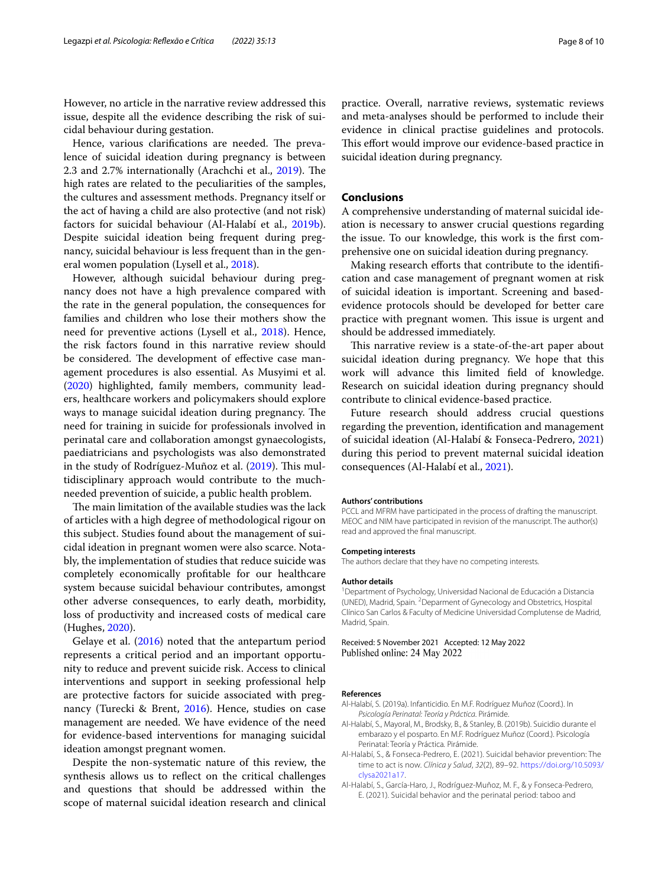However, no article in the narrative review addressed this issue, despite all the evidence describing the risk of suicidal behaviour during gestation.

Hence, various clarifications are needed. The prevalence of suicidal ideation during pregnancy is between 2.3 and 2.7% internationally (Arachchi et al., 2019). The high rates are related to the peculiarities of the samples, the cultures and assessment methods. Pregnancy itself or the act of having a child are also protective (and not risk) factors for suicidal behaviour (Al-Halabí et al., 2019b). Despite suicidal ideation being frequent during pregnancy, suicidal behaviour is less frequent than in the general women population (Lysell et al., 2018).

However, although suicidal behaviour during pregnancy does not have a high prevalence compared with the rate in the general population, the consequences for families and children who lose their mothers show the need for preventive actions (Lysell et al., 2018). Hence, the risk factors found in this narrative review should be considered. The development of effective case management procedures is also essential. As Musyimi et al. (2020) highlighted, family members, community leaders, healthcare workers and policymakers should explore ways to manage suicidal ideation during pregnancy. The need for training in suicide for professionals involved in perinatal care and collaboration amongst gynaecologists, paediatricians and psychologists was also demonstrated in the study of Rodríguez-Muñoz et al. (2019). This multidisciplinary approach would contribute to the much-needed prevention of suicide, a public health problem.

The main limitation of the available studies was the lack of articles with a high degree of methodological rigour on this subject. Studies found about the management of suicidal ideation in pregnant women were also scarce. Notably, the implementation of studies that reduce suicide was completely economically profitable for our healthcare system because suicidal behaviour contributes, amongst other adverse consequences, to early death, morbidity, loss of productivity and increased costs of medical care (Hughes, 2020).

Gelaye et al. (2016) noted that the antepartum period represents a critical period and an important opportunity to reduce and prevent suicide risk. Access to clinical interventions and support in seeking professional help are protective factors for suicide associated with pregnancy (Turecki & Brent, 2016). Hence, studies on case management are needed. We have evidence of the need for evidence-based interventions for managing suicidal ideation amongst pregnant women.

Despite the non-systematic nature of this review, the synthesis allows us to reflect on the critical challenges and questions that should be addressed within the scope of maternal suicidal ideation research and clinical practice. Overall, narrative reviews, systematic reviews and meta-analyses should be performed to include their evidence in clinical practise guidelines and protocols. This effort would improve our evidence-based practice in suicidal ideation during pregnancy.

## Conclusions

A comprehensive understanding of maternal suicidal ideation is necessary to answer crucial questions regarding the issue. To our knowledge, this work is the first comprehensive one on suicidal ideation during pregnancy.

Making research efforts that contribute to the identification and case management of pregnant women at risk of suicidal ideation is important. Screening and based-evidence protocols should be developed for better care practice with pregnant women. This issue is urgent and should be addressed immediately.

This narrative review is a state-of-the-art paper about suicidal ideation during pregnancy. We hope that this work will advance this limited field of knowledge. Research on suicidal ideation during pregnancy should contribute to clinical evidence-based practice.

Future research should address crucial questions regarding the prevention, identification and management of suicidal ideation (Al-Halabí & Fonseca-Pedrero, 2021) during this period to prevent maternal suicidal ideation consequences (Al-Halabí et al., 2021).

#### Authors' contributions

PCCL and MFRM have participated in the process of drafting the manuscript. MEOC and NIM have participated in revision of the manuscript. The author(s) read and approved the final manuscript.

#### Competing interests

The authors declare that they have no competing interests.

#### Author details

[1]Department of Psychology, Universidad Nacional de Educación a Distancia (UNED), Madrid, Spain. [2]Deparment of Gynecology and Obstetrics, Hospital Clínico San Carlos & Faculty of Medicine Universidad Complutense de Madrid, Madrid, Spain.

Received: 5 November 2021 Accepted: 12 May 2022
Published online: 24 May 2022

#### References

Al-Halabí, S. (2019a). Infanticidio. En M.F. Rodríguez Muñoz (Coord.). In *Psicología Perinatal: Teoría y Práctica*. Pirámide.

Al-Halabí, S., Mayoral, M., Brodsky, B., & Stanley, B. (2019b). Suicidio durante el embarazo y el posparto. En M.F. Rodríguez Muñoz (Coord.). Psicología Perinatal: Teoría y Práctica. Pirámide.

Al-Halabí, S., & Fonseca-Pedrero, E. (2021). Suicidal behavior prevention: The time to act is now. *Clínica y Salud*, *32*(2), 89–92. https://doi.org/10.5093/clysa2021a17.

Al-Halabí, S., García-Haro, J., Rodríguez-Muñoz, M. F., & y Fonseca-Pedrero, E. (2021). Suicidal behavior and the perinatal period: taboo and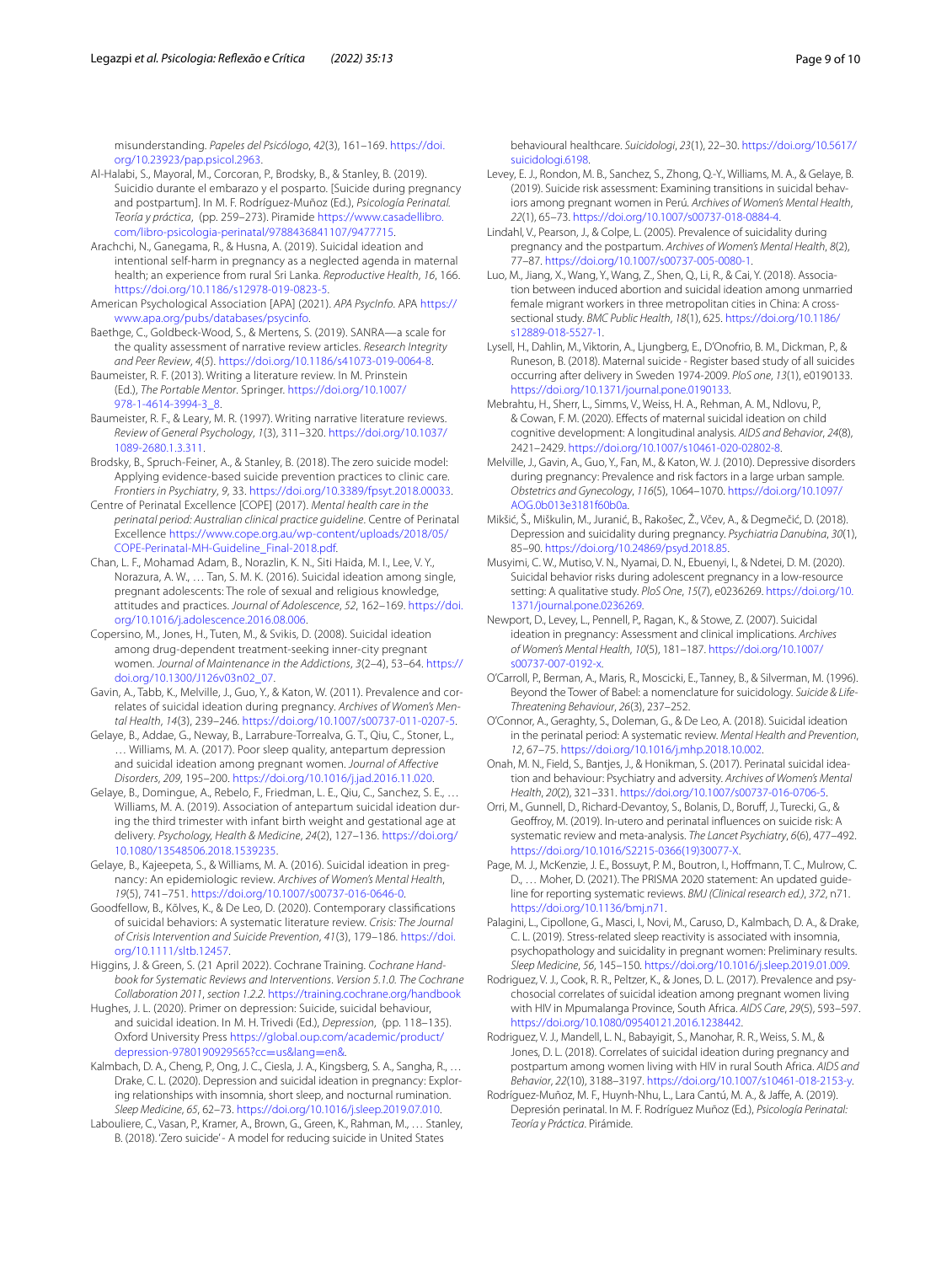misunderstanding. *Papeles del Psicólogo*, *42*(3), 161–169. https://doi.org/10.23923/pap.psicol.2963.

Al-Halabi, S., Mayoral, M., Corcoran, P., Brodsky, B., & Stanley, B. (2019). Suicidio durante el embarazo y el posparto. [Suicide during pregnancy and postpartum]. In M. F. Rodríguez-Muñoz (Ed.), *Psicología Perinatal. Teoría y práctica*, (pp. 259–273). Piramide https://www.casadellibro.com/libro-psicologia-perinatal/9788436841107/9477715.

Arachchi, N., Ganegama, R., & Husna, A. (2019). Suicidal ideation and intentional self-harm in pregnancy as a neglected agenda in maternal health; an experience from rural Sri Lanka. *Reproductive Health*, *16*, 166. https://doi.org/10.1186/s12978-019-0823-5.

American Psychological Association [APA] (2021). *APA PsycInfo*. APA https://www.apa.org/pubs/databases/psycinfo.

Baethge, C., Goldbeck-Wood, S., & Mertens, S. (2019). SANRA—a scale for the quality assessment of narrative review articles. *Research Integrity and Peer Review*, *4*(5). https://doi.org/10.1186/s41073-019-0064-8.

Baumeister, R. F. (2013). Writing a literature review. In M. Prinstein (Ed.), *The Portable Mentor*. Springer. https://doi.org/10.1007/978-1-4614-3994-3_8.

Baumeister, R. F., & Leary, M. R. (1997). Writing narrative literature reviews. *Review of General Psychology*, *1*(3), 311–320. https://doi.org/10.1037/1089-2680.1.3.311.

Brodsky, B., Spruch-Feiner, A., & Stanley, B. (2018). The zero suicide model: Applying evidence-based suicide prevention practices to clinic care. *Frontiers in Psychiatry*, *9*, 33. https://doi.org/10.3389/fpsyt.2018.00033.

Centre of Perinatal Excellence [COPE] (2017). *Mental health care in the perinatal period: Australian clinical practice guideline*. Centre of Perinatal Excellence https://www.cope.org.au/wp-content/uploads/2018/05/COPE-Perinatal-MH-Guideline_Final-2018.pdf.

Chan, L. F., Mohamad Adam, B., Norazlin, K. N., Siti Haida, M. I., Lee, V. Y., Norazura, A. W., … Tan, S. M. K. (2016). Suicidal ideation among single, pregnant adolescents: The role of sexual and religious knowledge, attitudes and practices. *Journal of Adolescence*, *52*, 162–169. https://doi.org/10.1016/j.adolescence.2016.08.006.

Copersino, M., Jones, H., Tuten, M., & Svikis, D. (2008). Suicidal ideation among drug-dependent treatment-seeking inner-city pregnant women. *Journal of Maintenance in the Addictions*, *3*(2–4), 53–64. https://doi.org/10.1300/J126v03n02_07.

Gavin, A., Tabb, K., Melville, J., Guo, Y., & Katon, W. (2011). Prevalence and correlates of suicidal ideation during pregnancy. *Archives of Women's Mental Health*, *14*(3), 239–246. https://doi.org/10.1007/s00737-011-0207-5.

Gelaye, B., Addae, G., Neway, B., Larrabure-Torrealva, G. T., Qiu, C., Stoner, L., … Williams, M. A. (2017). Poor sleep quality, antepartum depression and suicidal ideation among pregnant women. *Journal of Affective Disorders*, *209*, 195–200. https://doi.org/10.1016/j.jad.2016.11.020.

Gelaye, B., Domingue, A., Rebelo, F., Friedman, L. E., Qiu, C., Sanchez, S. E., … Williams, M. A. (2019). Association of antepartum suicidal ideation during the third trimester with infant birth weight and gestational age at delivery. *Psychology, Health & Medicine*, *24*(2), 127–136. https://doi.org/10.1080/13548506.2018.1539235.

Gelaye, B., Kajeepeta, S., & Williams, M. A. (2016). Suicidal ideation in pregnancy: An epidemiologic review. *Archives of Women's Mental Health*, *19*(5), 741–751. https://doi.org/10.1007/s00737-016-0646-0.

Goodfellow, B., Kõlves, K., & De Leo, D. (2020). Contemporary classifications of suicidal behaviors: A systematic literature review. *Crisis: The Journal of Crisis Intervention and Suicide Prevention*, *41*(3), 179–186. https://doi.org/10.1111/sltb.12457.

Higgins, J. & Green, S. (21 April 2022). Cochrane Training. *Cochrane Handbook for Systematic Reviews and Interventions. Version 5.1.0. The Cochrane Collaboration 2011, section 1.2.2*. https://training.cochrane.org/handbook

Hughes, J. L. (2020). Primer on depression: Suicide, suicidal behaviour, and suicidal ideation. In M. H. Trivedi (Ed.), *Depression*, (pp. 118–135). Oxford University Press https://global.oup.com/academic/product/depression-9780190929565?cc=us&lang=en&.

Kalmbach, D. A., Cheng, P., Ong, J. C., Ciesla, J. A., Kingsberg, S. A., Sangha, R., … Drake, C. L. (2020). Depression and suicidal ideation in pregnancy: Exploring relationships with insomnia, short sleep, and nocturnal rumination. *Sleep Medicine*, *65*, 62–73. https://doi.org/10.1016/j.sleep.2019.07.010.

Labouliere, C., Vasan, P., Kramer, A., Brown, G., Green, K., Rahman, M., … Stanley, B. (2018). 'Zero suicide' - A model for reducing suicide in United States behavioural healthcare. *Suicidologi*, *23*(1), 22–30. https://doi.org/10.5617/suicidologi.6198.

Levey, E. J., Rondon, M. B., Sanchez, S., Zhong, Q.-Y., Williams, M. A., & Gelaye, B. (2019). Suicide risk assessment: Examining transitions in suicidal behaviors among pregnant women in Perú. *Archives of Women's Mental Health*, *22*(1), 65–73. https://doi.org/10.1007/s00737-018-0884-4.

Lindahl, V., Pearson, J., & Colpe, L. (2005). Prevalence of suicidality during pregnancy and the postpartum. *Archives of Women's Mental Health*, *8*(2), 77–87. https://doi.org/10.1007/s00737-005-0080-1.

Luo, M., Jiang, X., Wang, Y., Wang, Z., Shen, Q., Li, R., & Cai, Y. (2018). Association between induced abortion and suicidal ideation among unmarried female migrant workers in three metropolitan cities in China: A cross-sectional study. *BMC Public Health*, *18*(1), 625. https://doi.org/10.1186/s12889-018-5527-1.

Lysell, H., Dahlin, M., Viktorin, A., Ljungberg, E., D'Onofrio, B. M., Dickman, P., & Runeson, B. (2018). Maternal suicide - Register based study of all suicides occurring after delivery in Sweden 1974-2009. *PloS one*, *13*(1), e0190133. https://doi.org/10.1371/journal.pone.0190133.

Mebrahtu, H., Sherr, L., Simms, V., Weiss, H. A., Rehman, A. M., Ndlovu, P., & Cowan, F. M. (2020). Effects of maternal suicidal ideation on child cognitive development: A longitudinal analysis. *AIDS and Behavior*, *24*(8), 2421–2429. https://doi.org/10.1007/s10461-020-02802-8.

Melville, J., Gavin, A., Guo, Y., Fan, M., & Katon, W. J. (2010). Depressive disorders during pregnancy: Prevalence and risk factors in a large urban sample. *Obstetrics and Gynecology*, *116*(5), 1064–1070. https://doi.org/10.1097/AOG.0b013e3181f60b0a.

Mikšić, Š., Miškulin, M., Juranić, B., Rakošec, Ž., Včev, A., & Degmečić, D. (2018). Depression and suicidality during pregnancy. *Psychiatria Danubina*, *30*(1), 85–90. https://doi.org/10.24869/psyd.2018.85.

Musyimi, C. W., Mutiso, V. N., Nyamai, D. N., Ebuenyi, I., & Ndetei, D. M. (2020). Suicidal behavior risks during adolescent pregnancy in a low-resource setting: A qualitative study. *PloS One*, *15*(7), e0236269. https://doi.org/10.1371/journal.pone.0236269.

Newport, D., Levey, L., Pennell, P., Ragan, K., & Stowe, Z. (2007). Suicidal ideation in pregnancy: Assessment and clinical implications. *Archives of Women's Mental Health*, *10*(5), 181–187. https://doi.org/10.1007/s00737-007-0192-x.

O'Carroll, P., Berman, A., Maris, R., Moscicki, E., Tanney, B., & Silverman, M. (1996). Beyond the Tower of Babel: a nomenclature for suicidology. *Suicide & Life-Threatening Behaviour*, *26*(3), 237–252.

O'Connor, A., Geraghty, S., Doleman, G., & De Leo, A. (2018). Suicidal ideation in the perinatal period: A systematic review. *Mental Health and Prevention*, *12*, 67–75. https://doi.org/10.1016/j.mhp.2018.10.002.

Onah, M. N., Field, S., Bantjes, J., & Honikman, S. (2017). Perinatal suicidal ideation and behaviour: Psychiatry and adversity. *Archives of Women's Mental Health*, *20*(2), 321–331. https://doi.org/10.1007/s00737-016-0706-5.

Orri, M., Gunnell, D., Richard-Devantoy, S., Bolanis, D., Boruff, J., Turecki, G., & Geoffroy, M. (2019). In-utero and perinatal influences on suicide risk: A systematic review and meta-analysis. *The Lancet Psychiatry*, *6*(6), 477–492. https://doi.org/10.1016/S2215-0366(19)30077-X.

Page, M. J., McKenzie, J. E., Bossuyt, P. M., Boutron, I., Hoffmann, T. C., Mulrow, C. D., … Moher, D. (2021). The PRISMA 2020 statement: An updated guideline for reporting systematic reviews. *BMJ (Clinical research ed.)*, *372*, n71. https://doi.org/10.1136/bmj.n71.

Palagini, L., Cipollone, G., Masci, I., Novi, M., Caruso, D., Kalmbach, D. A., & Drake, C. L. (2019). Stress-related sleep reactivity is associated with insomnia, psychopathology and suicidality in pregnant women: Preliminary results. *Sleep Medicine*, *56*, 145–150. https://doi.org/10.1016/j.sleep.2019.01.009.

Rodriguez, V. J., Cook, R. R., Peltzer, K., & Jones, D. L. (2017). Prevalence and psychosocial correlates of suicidal ideation among pregnant women living with HIV in Mpumalanga Province, South Africa. *AIDS Care*, *29*(5), 593–597. https://doi.org/10.1080/09540121.2016.1238442.

Rodriguez, V. J., Mandell, L. N., Babayigit, S., Manohar, R. R., Weiss, S. M., & Jones, D. L. (2018). Correlates of suicidal ideation during pregnancy and postpartum among women living with HIV in rural South Africa. *AIDS and Behavior*, *22*(10), 3188–3197. https://doi.org/10.1007/s10461-018-2153-y.

Rodríguez-Muñoz, M. F., Huynh-Nhu, L., Lara Cantú, M. A., & Jaffe, A. (2019). Depresión perinatal. In M. F. Rodríguez Muñoz (Ed.), *Psicología Perinatal: Teoría y Práctica*. Pirámide.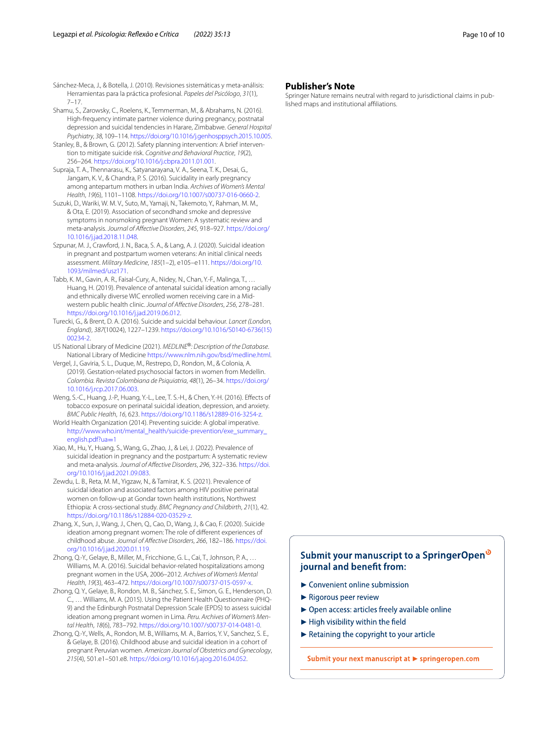Sánchez-Meca, J., & Botella, J. (2010). Revisiones sistemáticas y meta-análisis: Herramientas para la práctica profesional. *Papeles del Psicólogo*, *31*(1), 7–17.

Shamu, S., Zarowsky, C., Roelens, K., Temmerman, M., & Abrahams, N. (2016). High-frequency intimate partner violence during pregnancy, postnatal depression and suicidal tendencies in Harare, Zimbabwe. *General Hospital Psychiatry*, *38*, 109–114. https://doi.org/10.1016/j.genhosppsych.2015.10.005.

Stanley, B., & Brown, G. (2012). Safety planning intervention: A brief intervention to mitigate suicide risk. *Cognitive and Behavioral Practice*, *19*(2), 256–264. https://doi.org/10.1016/j.cbpra.2011.01.001.

Supraja, T. A., Thennarasu, K., Satyanarayana, V. A., Seena, T. K., Desai, G., Jangam, K. V., & Chandra, P. S. (2016). Suicidality in early pregnancy among antepartum mothers in urban India. *Archives of Women's Mental Health*, *19*(6), 1101–1108. https://doi.org/10.1007/s00737-016-0660-2.

Suzuki, D., Wariki, W. M. V., Suto, M., Yamaji, N., Takemoto, Y., Rahman, M. M., & Ota, E. (2019). Association of secondhand smoke and depressive symptoms in nonsmoking pregnant Women: A systematic review and meta-analysis. *Journal of Affective Disorders*, *245*, 918–927. https://doi.org/10.1016/j.jad.2018.11.048.

Szpunar, M. J., Crawford, J. N., Baca, S. A., & Lang, A. J. (2020). Suicidal ideation in pregnant and postpartum women veterans: An initial clinical needs assessment. *Military Medicine*, *185*(1–2), e105–e111. https://doi.org/10.1093/milmed/usz171.

Tabb, K. M., Gavin, A. R., Faisal-Cury, A., Nidey, N., Chan, Y.-F., Malinga, T., … Huang, H. (2019). Prevalence of antenatal suicidal ideation among racially and ethnically diverse WIC enrolled women receiving care in a Midwestern public health clinic. *Journal of Affective Disorders*, *256*, 278–281. https://doi.org/10.1016/j.jad.2019.06.012.

Turecki, G., & Brent, D. A. (2016). Suicide and suicidal behaviour. *Lancet (London, England)*, *387*(10024), 1227–1239. https://doi.org/10.1016/S0140-6736(15)00234-2.

US National Library of Medicine (2021). *MEDLINE®: Description of the Database*. National Library of Medicine https://www.nlm.nih.gov/bsd/medline.html.

Vergel, J., Gaviria, S. L., Duque, M., Restrepo, D., Rondon, M., & Colonia, A. (2019). Gestation-related psychosocial factors in women from Medellin. *Colombia. Revista Colombiana de Psiquiatria*, *48*(1), 26–34. https://doi.org/10.1016/j.rcp.2017.06.003.

Weng, S.-C., Huang, J.-P., Huang, Y.-L., Lee, T. S.-H., & Chen, Y.-H. (2016). Effects of tobacco exposure on perinatal suicidal ideation, depression, and anxiety. *BMC Public Health*, *16*, 623. https://doi.org/10.1186/s12889-016-3254-z.

World Health Organization (2014). Preventing suicide: A global imperative. http://www.who.int/mental_health/suicide-prevention/exe_summary_english.pdf?ua=1

Xiao, M., Hu, Y., Huang, S., Wang, G., Zhao, J., & Lei, J. (2022). Prevalence of suicidal ideation in pregnancy and the postpartum: A systematic review and meta-analysis. *Journal of Affective Disorders*, *296*, 322–336. https://doi.org/10.1016/j.jad.2021.09.083.

Zewdu, L. B., Reta, M. M., Yigzaw, N., & Tamirat, K. S. (2021). Prevalence of suicidal ideation and associated factors among HIV positive perinatal women on follow-up at Gondar town health institutions, Northwest Ethiopia: A cross-sectional study. *BMC Pregnancy and Childbirth*, *21*(1), 42. https://doi.org/10.1186/s12884-020-03529-z.

Zhang, X., Sun, J., Wang, J., Chen, Q., Cao, D., Wang, J., & Cao, F. (2020). Suicide ideation among pregnant women: The role of different experiences of childhood abuse. *Journal of Affective Disorders*, *266*, 182–186. https://doi.org/10.1016/j.jad.2020.01.119.

Zhong, Q.-Y., Gelaye, B., Miller, M., Fricchione, G. L., Cai, T., Johnson, P. A., … Williams, M. A. (2016). Suicidal behavior-related hospitalizations among pregnant women in the USA, 2006–2012. *Archives of Women's Mental Health*, *19*(3), 463–472. https://doi.org/10.1007/s00737-015-0597-x.

Zhong, Q. Y., Gelaye, B., Rondon, M. B., Sánchez, S. E., Simon, G. E., Henderson, D. C., … Williams, M. A. (2015). Using the Patient Health Questionnaire (PHQ-9) and the Edinburgh Postnatal Depression Scale (EPDS) to assess suicidal ideation among pregnant women in Lima. *Peru. Archives of Women's Mental Health*, *18*(6), 783–792. https://doi.org/10.1007/s00737-014-0481-0.

Zhong, Q.-Y., Wells, A., Rondon, M. B., Williams, M. A., Barrios, Y. V., Sanchez, S. E., & Gelaye, B. (2016). Childhood abuse and suicidal ideation in a cohort of pregnant Peruvian women. *American Journal of Obstetrics and Gynecology*, *215*(4), 501.e1–501.e8. https://doi.org/10.1016/j.ajog.2016.04.052.

## Publisher's Note

Springer Nature remains neutral with regard to jurisdictional claims in published maps and institutional affiliations.